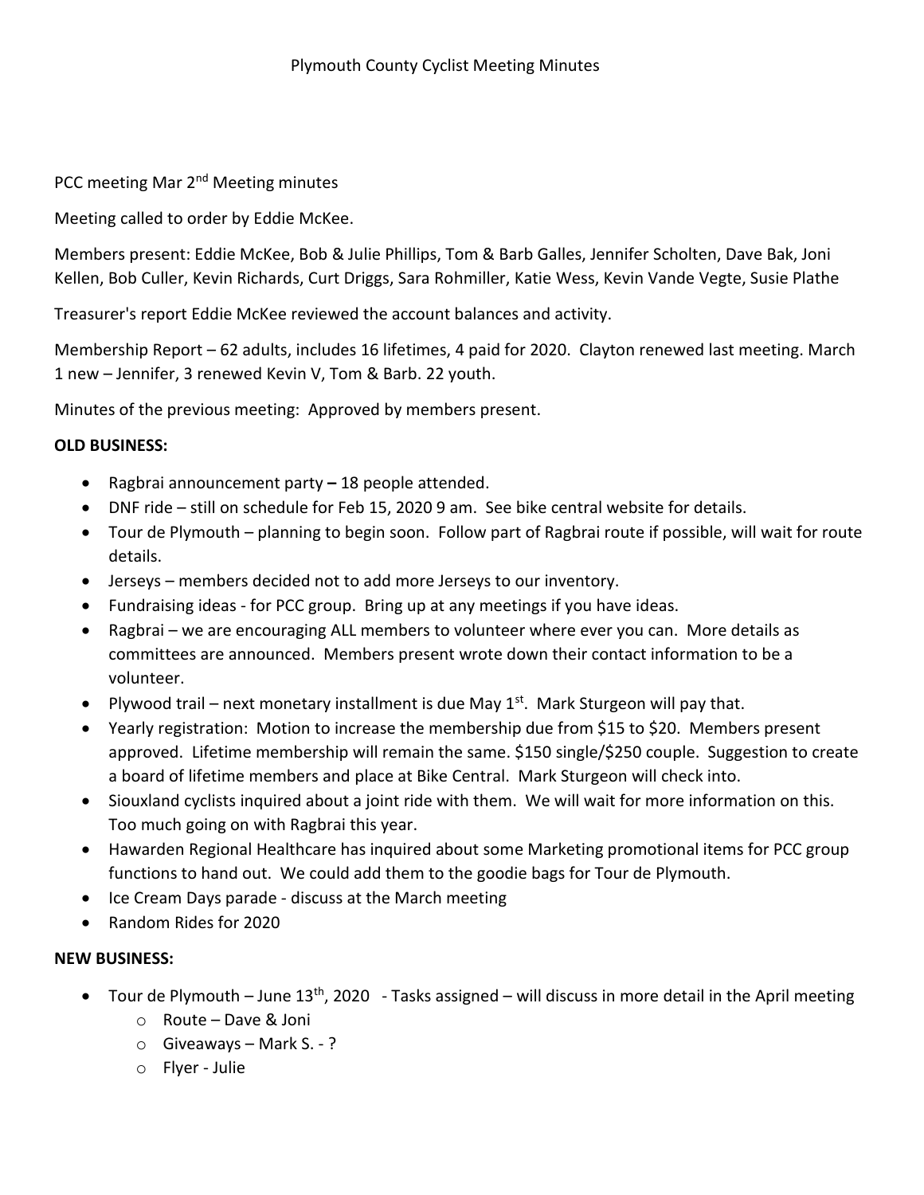# Plymouth County Cyclist Meeting Minutes

PCC meeting Mar 2nd Meeting minutes

Meeting called to order by Eddie McKee.

Members present: Eddie McKee, Bob & Julie Phillips, Tom & Barb Galles, Jennifer Scholten, Dave Bak, Joni Kellen, Bob Culler, Kevin Richards, Curt Driggs, Sara Rohmiller, Katie Wess, Kevin Vande Vegte, Susie Plathe

Treasurer's report Eddie McKee reviewed the account balances and activity.

Membership Report – 62 adults, includes 16 lifetimes, 4 paid for 2020. Clayton renewed last meeting. March 1 new – Jennifer, 3 renewed Kevin V, Tom & Barb. 22 youth.

Minutes of the previous meeting: Approved by members present.

**OLD BUSINESS:**

- Ragbrai announcement party **–** 18 people attended.
- DNF ride – still on schedule for Feb 15, 2020 9 am. See bike central website for details.
- Tour de Plymouth – planning to begin soon. Follow part of Ragbrai route if possible, will wait for route details.
- Jerseys – members decided not to add more Jerseys to our inventory.
- Fundraising ideas - for PCC group. Bring up at any meetings if you have ideas.
- Ragbrai – we are encouraging ALL members to volunteer where ever you can. More details as committees are announced. Members present wrote down their contact information to be a volunteer.
- Plywood trail – next monetary installment is due May 1st. Mark Sturgeon will pay that.
- Yearly registration: Motion to increase the membership due from $15 to $20. Members present approved. Lifetime membership will remain the same. $150 single/$250 couple. Suggestion to create a board of lifetime members and place at Bike Central. Mark Sturgeon will check into.
- Siouxland cyclists inquired about a joint ride with them. We will wait for more information on this. Too much going on with Ragbrai this year.
- Hawarden Regional Healthcare has inquired about some Marketing promotional items for PCC group functions to hand out. We could add them to the goodie bags for Tour de Plymouth.
- Ice Cream Days parade - discuss at the March meeting
- Random Rides for 2020

**NEW BUSINESS:**

- Tour de Plymouth – June 13th, 2020 - Tasks assigned – will discuss in more detail in the April meeting
  - Route – Dave & Joni
  - Giveaways – Mark S. - ?
  - Flyer - Julie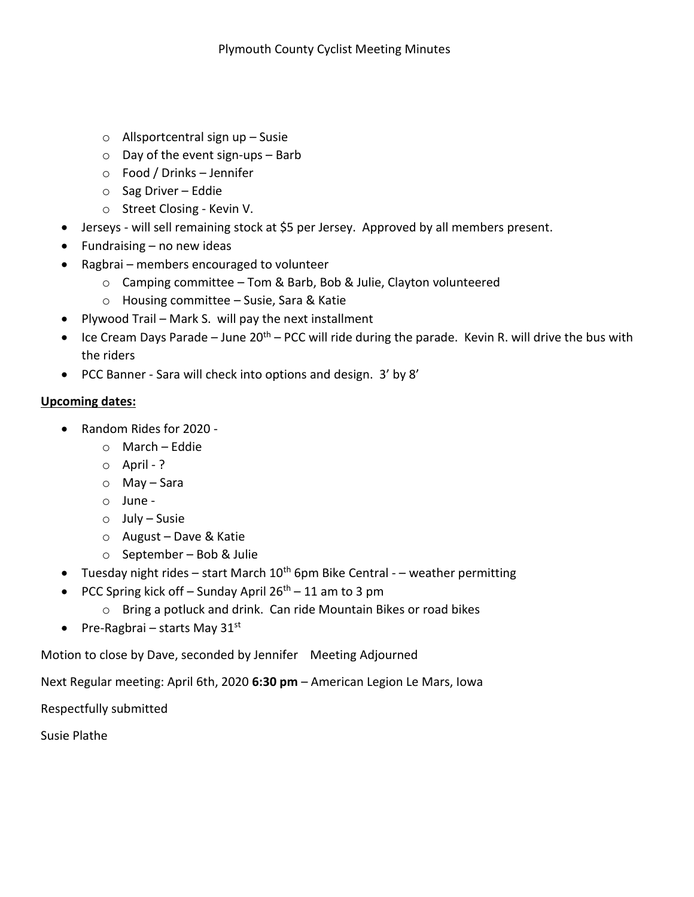Plymouth County Cyclist Meeting Minutes

  - Allsportcentral sign up – Susie
  - Day of the event sign-ups – Barb
  - Food / Drinks – Jennifer
  - Sag Driver – Eddie
  - Street Closing - Kevin V.
- Jerseys - will sell remaining stock at $5 per Jersey. Approved by all members present.
- Fundraising – no new ideas
- Ragbrai – members encouraged to volunteer
  - Camping committee – Tom & Barb, Bob & Julie, Clayton volunteered
  - Housing committee – Susie, Sara & Katie
- Plywood Trail – Mark S. will pay the next installment
- Ice Cream Days Parade – June 20th – PCC will ride during the parade. Kevin R. will drive the bus with the riders
- PCC Banner - Sara will check into options and design. 3' by 8'

**Upcoming dates:**

- Random Rides for 2020 -
  - March – Eddie
  - April - ?
  - May – Sara
  - June -
  - July – Susie
  - August – Dave & Katie
  - September – Bob & Julie
- Tuesday night rides – start March 10th 6pm Bike Central - – weather permitting
- PCC Spring kick off – Sunday April 26th – 11 am to 3 pm
  - Bring a potluck and drink. Can ride Mountain Bikes or road bikes
- Pre-Ragbrai – starts May 31st

Motion to close by Dave, seconded by Jennifer Meeting Adjourned

Next Regular meeting: April 6th, 2020 **6:30 pm** – American Legion Le Mars, Iowa

Respectfully submitted

Susie Plathe